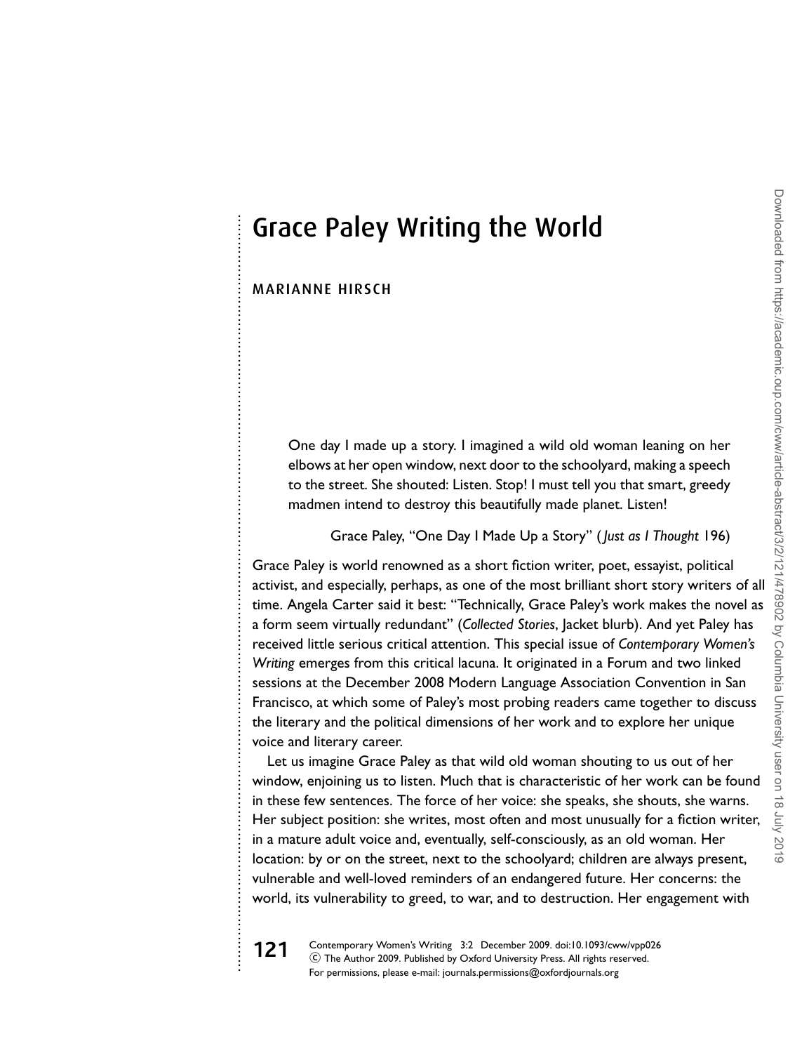# Grace Paley Writing the World

MARIANNE HIRSCH

> One day I made up a story. I imagined a wild old woman leaning on her elbows at her open window, next door to the schoolyard, making a speech to the street. She shouted: Listen. Stop! I must tell you that smart, greedy madmen intend to destroy this beautifully made planet. Listen!
>
> Grace Paley, "One Day I Made Up a Story" (*Just as I Thought* 196)

Grace Paley is world renowned as a short fiction writer, poet, essayist, political activist, and especially, perhaps, as one of the most brilliant short story writers of all time. Angela Carter said it best: "Technically, Grace Paley's work makes the novel as a form seem virtually redundant" (*Collected Stories*, Jacket blurb). And yet Paley has received little serious critical attention. This special issue of *Contemporary Women's Writing* emerges from this critical lacuna. It originated in a Forum and two linked sessions at the December 2008 Modern Language Association Convention in San Francisco, at which some of Paley's most probing readers came together to discuss the literary and the political dimensions of her work and to explore her unique voice and literary career.

Let us imagine Grace Paley as that wild old woman shouting to us out of her window, enjoining us to listen. Much that is characteristic of her work can be found in these few sentences. The force of her voice: she speaks, she shouts, she warns. Her subject position: she writes, most often and most unusually for a fiction writer, in a mature adult voice and, eventually, self-consciously, as an old woman. Her location: by or on the street, next to the schoolyard; children are always present, vulnerable and well-loved reminders of an endangered future. Her concerns: the world, its vulnerability to greed, to war, and to destruction. Her engagement with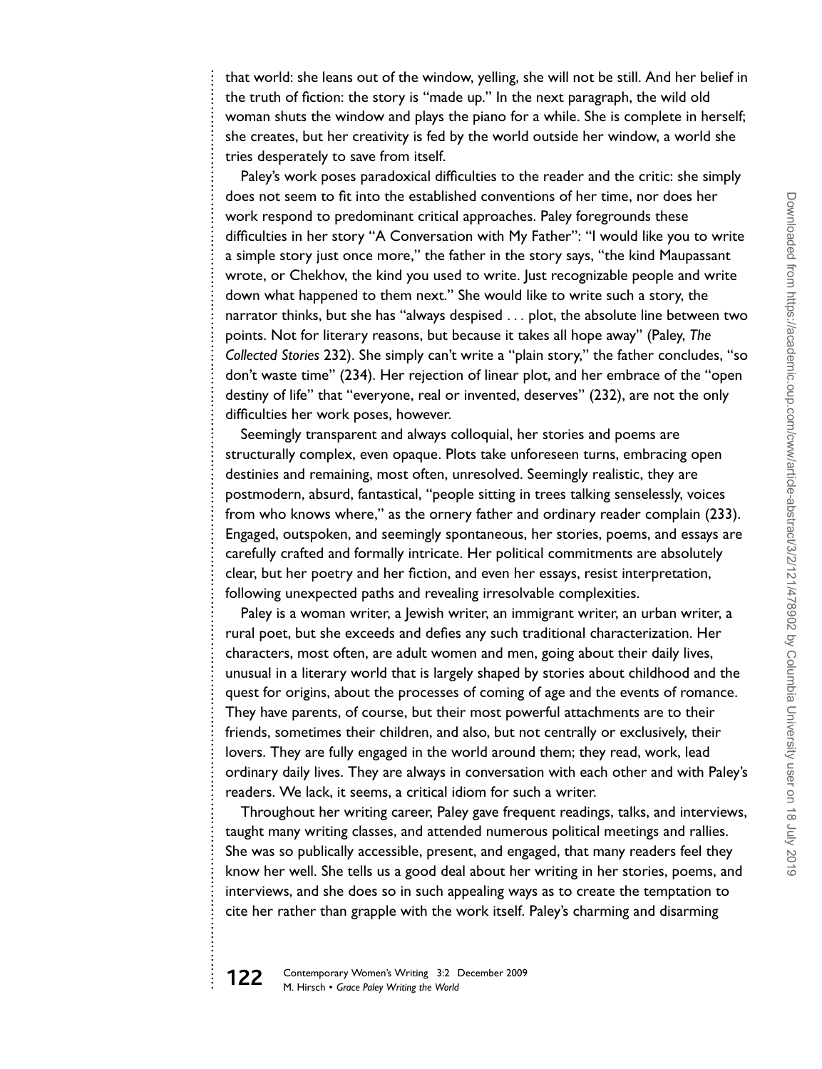that world: she leans out of the window, yelling, she will not be still. And her belief in the truth of fiction: the story is "made up." In the next paragraph, the wild old woman shuts the window and plays the piano for a while. She is complete in herself; she creates, but her creativity is fed by the world outside her window, a world she tries desperately to save from itself.

Paley's work poses paradoxical difficulties to the reader and the critic: she simply does not seem to fit into the established conventions of her time, nor does her work respond to predominant critical approaches. Paley foregrounds these difficulties in her story "A Conversation with My Father": "I would like you to write a simple story just once more," the father in the story says, "the kind Maupassant wrote, or Chekhov, the kind you used to write. Just recognizable people and write down what happened to them next." She would like to write such a story, the narrator thinks, but she has "always despised . . . plot, the absolute line between two points. Not for literary reasons, but because it takes all hope away" (Paley, *The Collected Stories* 232). She simply can't write a "plain story," the father concludes, "so don't waste time" (234). Her rejection of linear plot, and her embrace of the "open destiny of life" that "everyone, real or invented, deserves" (232), are not the only difficulties her work poses, however.

Seemingly transparent and always colloquial, her stories and poems are structurally complex, even opaque. Plots take unforeseen turns, embracing open destinies and remaining, most often, unresolved. Seemingly realistic, they are postmodern, absurd, fantastical, "people sitting in trees talking senselessly, voices from who knows where," as the ornery father and ordinary reader complain (233). Engaged, outspoken, and seemingly spontaneous, her stories, poems, and essays are carefully crafted and formally intricate. Her political commitments are absolutely clear, but her poetry and her fiction, and even her essays, resist interpretation, following unexpected paths and revealing irresolvable complexities.

Paley is a woman writer, a Jewish writer, an immigrant writer, an urban writer, a rural poet, but she exceeds and defies any such traditional characterization. Her characters, most often, are adult women and men, going about their daily lives, unusual in a literary world that is largely shaped by stories about childhood and the quest for origins, about the processes of coming of age and the events of romance. They have parents, of course, but their most powerful attachments are to their friends, sometimes their children, and also, but not centrally or exclusively, their lovers. They are fully engaged in the world around them; they read, work, lead ordinary daily lives. They are always in conversation with each other and with Paley's readers. We lack, it seems, a critical idiom for such a writer.

Throughout her writing career, Paley gave frequent readings, talks, and interviews, taught many writing classes, and attended numerous political meetings and rallies. She was so publically accessible, present, and engaged, that many readers feel they know her well. She tells us a good deal about her writing in her stories, poems, and interviews, and she does so in such appealing ways as to create the temptation to cite her rather than grapple with the work itself. Paley's charming and disarming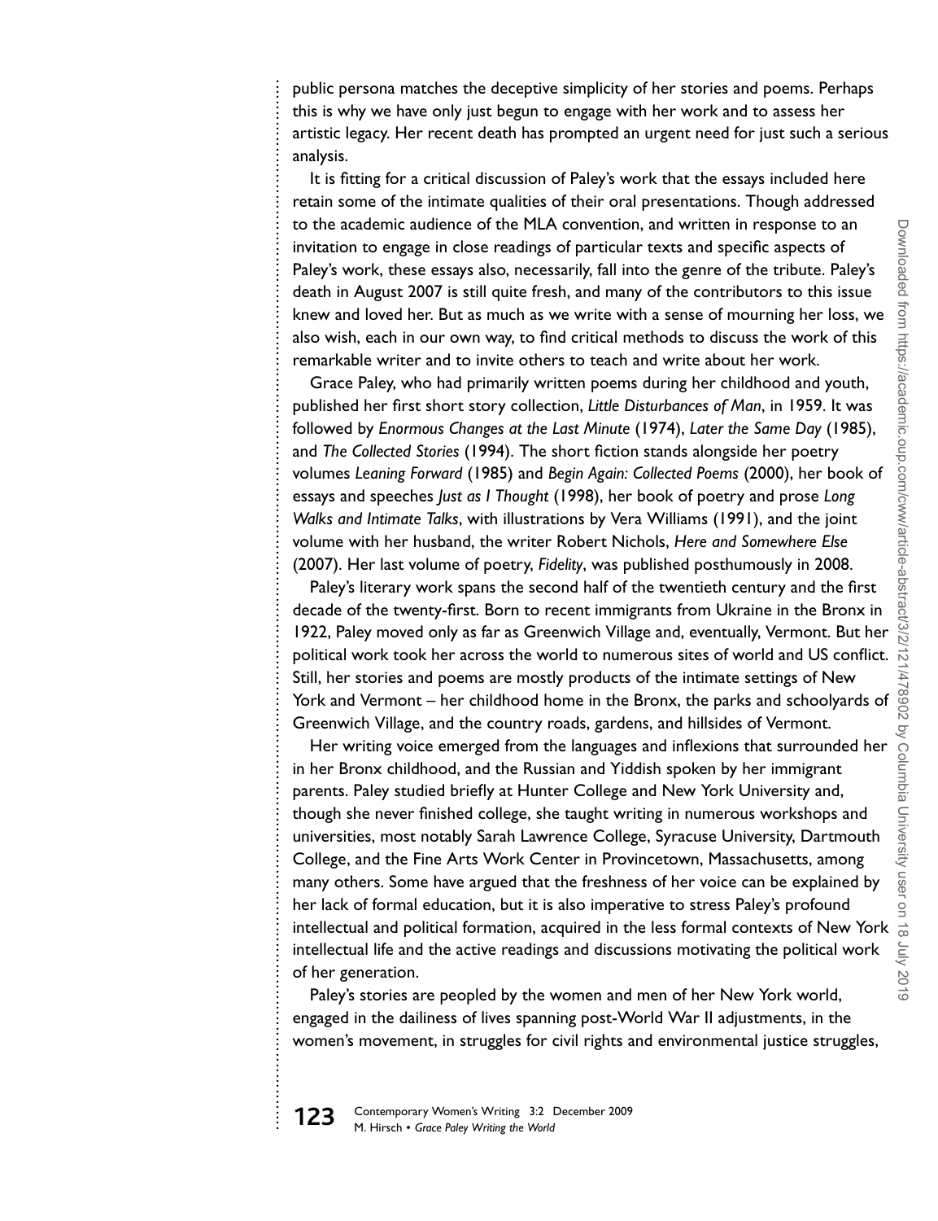public persona matches the deceptive simplicity of her stories and poems. Perhaps this is why we have only just begun to engage with her work and to assess her artistic legacy. Her recent death has prompted an urgent need for just such a serious analysis.

It is fitting for a critical discussion of Paley's work that the essays included here retain some of the intimate qualities of their oral presentations. Though addressed to the academic audience of the MLA convention, and written in response to an invitation to engage in close readings of particular texts and specific aspects of Paley's work, these essays also, necessarily, fall into the genre of the tribute. Paley's death in August 2007 is still quite fresh, and many of the contributors to this issue knew and loved her. But as much as we write with a sense of mourning her loss, we also wish, each in our own way, to find critical methods to discuss the work of this remarkable writer and to invite others to teach and write about her work.

Grace Paley, who had primarily written poems during her childhood and youth, published her first short story collection, *Little Disturbances of Man*, in 1959. It was followed by *Enormous Changes at the Last Minute* (1974), *Later the Same Day* (1985), and *The Collected Stories* (1994). The short fiction stands alongside her poetry volumes *Leaning Forward* (1985) and *Begin Again: Collected Poems* (2000), her book of essays and speeches *Just as I Thought* (1998), her book of poetry and prose *Long Walks and Intimate Talks*, with illustrations by Vera Williams (1991), and the joint volume with her husband, the writer Robert Nichols, *Here and Somewhere Else* (2007). Her last volume of poetry, *Fidelity*, was published posthumously in 2008.

Paley's literary work spans the second half of the twentieth century and the first decade of the twenty-first. Born to recent immigrants from Ukraine in the Bronx in 1922, Paley moved only as far as Greenwich Village and, eventually, Vermont. But her political work took her across the world to numerous sites of world and US conflict. Still, her stories and poems are mostly products of the intimate settings of New York and Vermont – her childhood home in the Bronx, the parks and schoolyards of Greenwich Village, and the country roads, gardens, and hillsides of Vermont.

Her writing voice emerged from the languages and inflexions that surrounded her in her Bronx childhood, and the Russian and Yiddish spoken by her immigrant parents. Paley studied briefly at Hunter College and New York University and, though she never finished college, she taught writing in numerous workshops and universities, most notably Sarah Lawrence College, Syracuse University, Dartmouth College, and the Fine Arts Work Center in Provincetown, Massachusetts, among many others. Some have argued that the freshness of her voice can be explained by her lack of formal education, but it is also imperative to stress Paley's profound intellectual and political formation, acquired in the less formal contexts of New York intellectual life and the active readings and discussions motivating the political work of her generation.

Paley's stories are peopled by the women and men of her New York world, engaged in the dailiness of lives spanning post-World War II adjustments, in the women's movement, in struggles for civil rights and environmental justice struggles,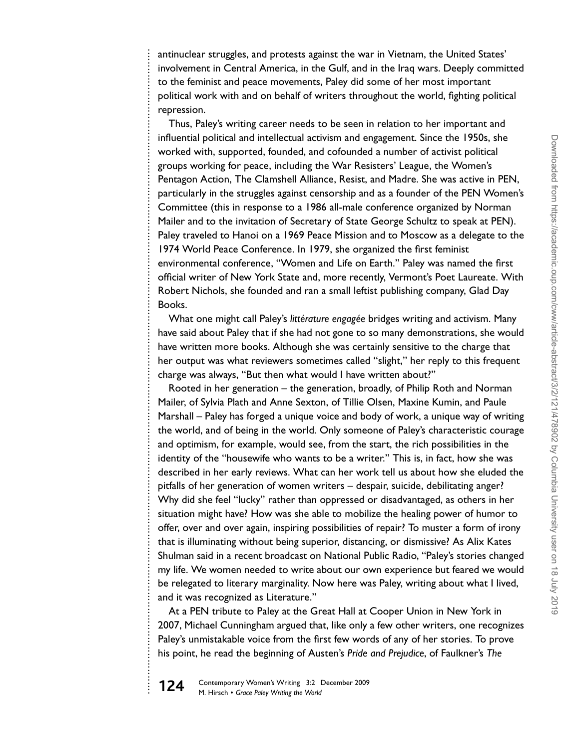antinuclear struggles, and protests against the war in Vietnam, the United States' involvement in Central America, in the Gulf, and in the Iraq wars. Deeply committed to the feminist and peace movements, Paley did some of her most important political work with and on behalf of writers throughout the world, fighting political repression.

Thus, Paley's writing career needs to be seen in relation to her important and influential political and intellectual activism and engagement. Since the 1950s, she worked with, supported, founded, and cofounded a number of activist political groups working for peace, including the War Resisters' League, the Women's Pentagon Action, The Clamshell Alliance, Resist, and Madre. She was active in PEN, particularly in the struggles against censorship and as a founder of the PEN Women's Committee (this in response to a 1986 all-male conference organized by Norman Mailer and to the invitation of Secretary of State George Schultz to speak at PEN). Paley traveled to Hanoi on a 1969 Peace Mission and to Moscow as a delegate to the 1974 World Peace Conference. In 1979, she organized the first feminist environmental conference, "Women and Life on Earth." Paley was named the first official writer of New York State and, more recently, Vermont's Poet Laureate. With Robert Nichols, she founded and ran a small leftist publishing company, Glad Day Books.

What one might call Paley's *littérature engagée* bridges writing and activism. Many have said about Paley that if she had not gone to so many demonstrations, she would have written more books. Although she was certainly sensitive to the charge that her output was what reviewers sometimes called "slight," her reply to this frequent charge was always, "But then what would I have written about?"

Rooted in her generation – the generation, broadly, of Philip Roth and Norman Mailer, of Sylvia Plath and Anne Sexton, of Tillie Olsen, Maxine Kumin, and Paule Marshall – Paley has forged a unique voice and body of work, a unique way of writing the world, and of being in the world. Only someone of Paley's characteristic courage and optimism, for example, would see, from the start, the rich possibilities in the identity of the "housewife who wants to be a writer." This is, in fact, how she was described in her early reviews. What can her work tell us about how she eluded the pitfalls of her generation of women writers – despair, suicide, debilitating anger? Why did she feel "lucky" rather than oppressed or disadvantaged, as others in her situation might have? How was she able to mobilize the healing power of humor to offer, over and over again, inspiring possibilities of repair? To muster a form of irony that is illuminating without being superior, distancing, or dismissive? As Alix Kates Shulman said in a recent broadcast on National Public Radio, "Paley's stories changed my life. We women needed to write about our own experience but feared we would be relegated to literary marginality. Now here was Paley, writing about what I lived, and it was recognized as Literature."

At a PEN tribute to Paley at the Great Hall at Cooper Union in New York in 2007, Michael Cunningham argued that, like only a few other writers, one recognizes Paley's unmistakable voice from the first few words of any of her stories. To prove his point, he read the beginning of Austen's *Pride and Prejudice*, of Faulkner's *The*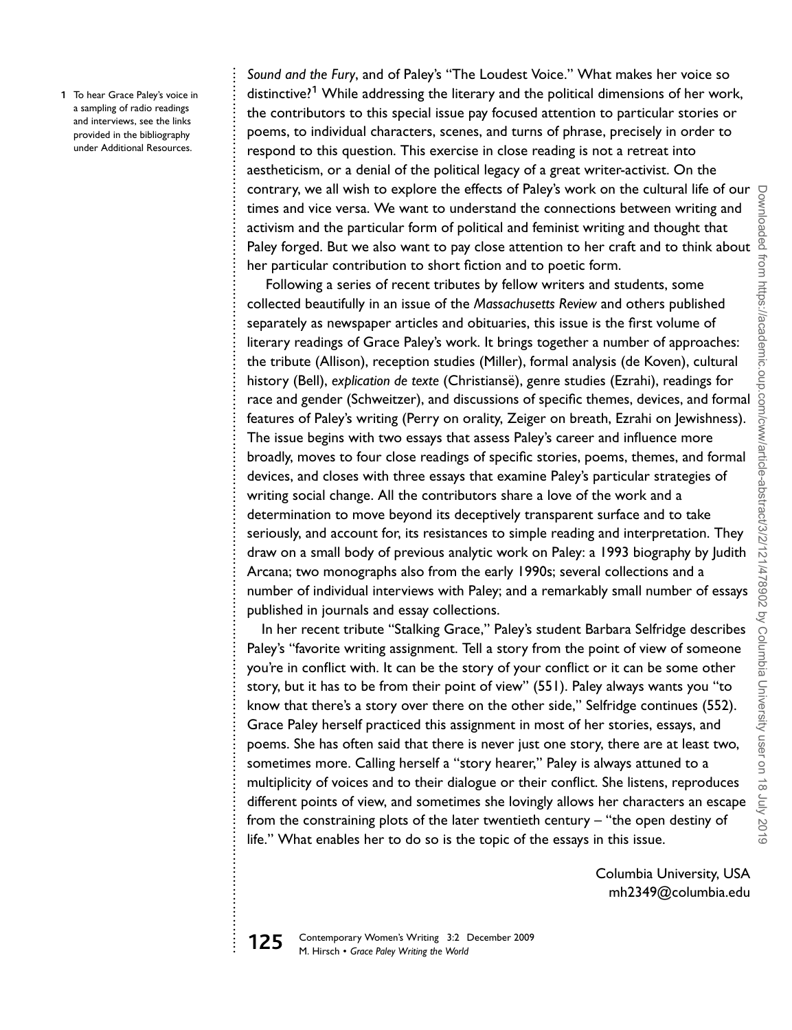*Sound and the Fury*, and of Paley's "The Loudest Voice." What makes her voice so distinctive?[1] While addressing the literary and the political dimensions of her work, the contributors to this special issue pay focused attention to particular stories or poems, to individual characters, scenes, and turns of phrase, precisely in order to respond to this question. This exercise in close reading is not a retreat into aestheticism, or a denial of the political legacy of a great writer-activist. On the contrary, we all wish to explore the effects of Paley's work on the cultural life of our times and vice versa. We want to understand the connections between writing and activism and the particular form of political and feminist writing and thought that Paley forged. But we also want to pay close attention to her craft and to think about her particular contribution to short fiction and to poetic form.

Following a series of recent tributes by fellow writers and students, some collected beautifully in an issue of the *Massachusetts Review* and others published separately as newspaper articles and obituaries, this issue is the first volume of literary readings of Grace Paley's work. It brings together a number of approaches: the tribute (Allison), reception studies (Miller), formal analysis (de Koven), cultural history (Bell), *explication de texte* (Christiansë), genre studies (Ezrahi), readings for race and gender (Schweitzer), and discussions of specific themes, devices, and formal features of Paley's writing (Perry on orality, Zeiger on breath, Ezrahi on Jewishness). The issue begins with two essays that assess Paley's career and influence more broadly, moves to four close readings of specific stories, poems, themes, and formal devices, and closes with three essays that examine Paley's particular strategies of writing social change. All the contributors share a love of the work and a determination to move beyond its deceptively transparent surface and to take seriously, and account for, its resistances to simple reading and interpretation. They draw on a small body of previous analytic work on Paley: a 1993 biography by Judith Arcana; two monographs also from the early 1990s; several collections and a number of individual interviews with Paley; and a remarkably small number of essays published in journals and essay collections.

In her recent tribute "Stalking Grace," Paley's student Barbara Selfridge describes Paley's "favorite writing assignment. Tell a story from the point of view of someone you're in conflict with. It can be the story of your conflict or it can be some other story, but it has to be from their point of view" (551). Paley always wants you "to know that there's a story over there on the other side," Selfridge continues (552). Grace Paley herself practiced this assignment in most of her stories, essays, and poems. She has often said that there is never just one story, there are at least two, sometimes more. Calling herself a "story hearer," Paley is always attuned to a multiplicity of voices and to their dialogue or their conflict. She listens, reproduces different points of view, and sometimes she lovingly allows her characters an escape from the constraining plots of the later twentieth century – "the open destiny of life." What enables her to do so is the topic of the essays in this issue.

Columbia University, USA
mh2349@columbia.edu

[1] To hear Grace Paley's voice in a sampling of radio readings and interviews, see the links provided in the bibliography under Additional Resources.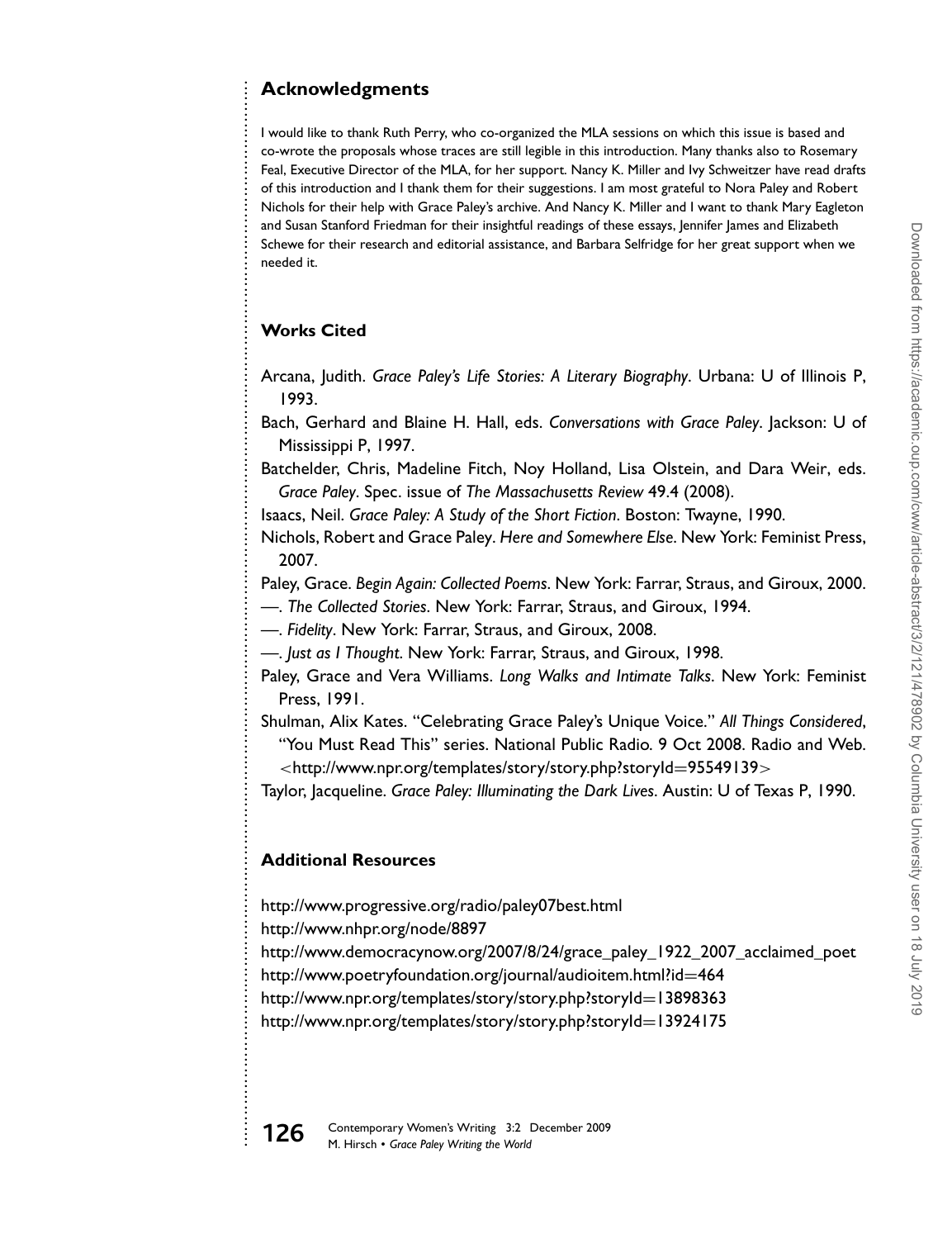## Acknowledgments

I would like to thank Ruth Perry, who co-organized the MLA sessions on which this issue is based and co-wrote the proposals whose traces are still legible in this introduction. Many thanks also to Rosemary Feal, Executive Director of the MLA, for her support. Nancy K. Miller and Ivy Schweitzer have read drafts of this introduction and I thank them for their suggestions. I am most grateful to Nora Paley and Robert Nichols for their help with Grace Paley's archive. And Nancy K. Miller and I want to thank Mary Eagleton and Susan Stanford Friedman for their insightful readings of these essays, Jennifer James and Elizabeth Schewe for their research and editorial assistance, and Barbara Selfridge for her great support when we needed it.

## Works Cited

Arcana, Judith. *Grace Paley's Life Stories: A Literary Biography*. Urbana: U of Illinois P, 1993.

Bach, Gerhard and Blaine H. Hall, eds. *Conversations with Grace Paley*. Jackson: U of Mississippi P, 1997.

Batchelder, Chris, Madeline Fitch, Noy Holland, Lisa Olstein, and Dara Weir, eds. *Grace Paley*. Spec. issue of *The Massachusetts Review* 49.4 (2008).

Isaacs, Neil. *Grace Paley: A Study of the Short Fiction*. Boston: Twayne, 1990.

Nichols, Robert and Grace Paley. *Here and Somewhere Else*. New York: Feminist Press, 2007.

Paley, Grace. *Begin Again: Collected Poems*. New York: Farrar, Straus, and Giroux, 2000.

—. *The Collected Stories*. New York: Farrar, Straus, and Giroux, 1994.

—. *Fidelity*. New York: Farrar, Straus, and Giroux, 2008.

—. *Just as I Thought*. New York: Farrar, Straus, and Giroux, 1998.

Paley, Grace and Vera Williams. *Long Walks and Intimate Talks*. New York: Feminist Press, 1991.

Shulman, Alix Kates. "Celebrating Grace Paley's Unique Voice." *All Things Considered*, "You Must Read This" series. National Public Radio. 9 Oct 2008. Radio and Web. <http://www.npr.org/templates/story/story.php?storyId=95549139>

Taylor, Jacqueline. *Grace Paley: Illuminating the Dark Lives*. Austin: U of Texas P, 1990.

## Additional Resources

http://www.progressive.org/radio/paley07best.html

http://www.nhpr.org/node/8897

http://www.democracynow.org/2007/8/24/grace_paley_1922_2007_acclaimed_poet

http://www.poetryfoundation.org/journal/audioitem.html?id=464

http://www.npr.org/templates/story/story.php?storyId=13898363

http://www.npr.org/templates/story/story.php?storyId=13924175